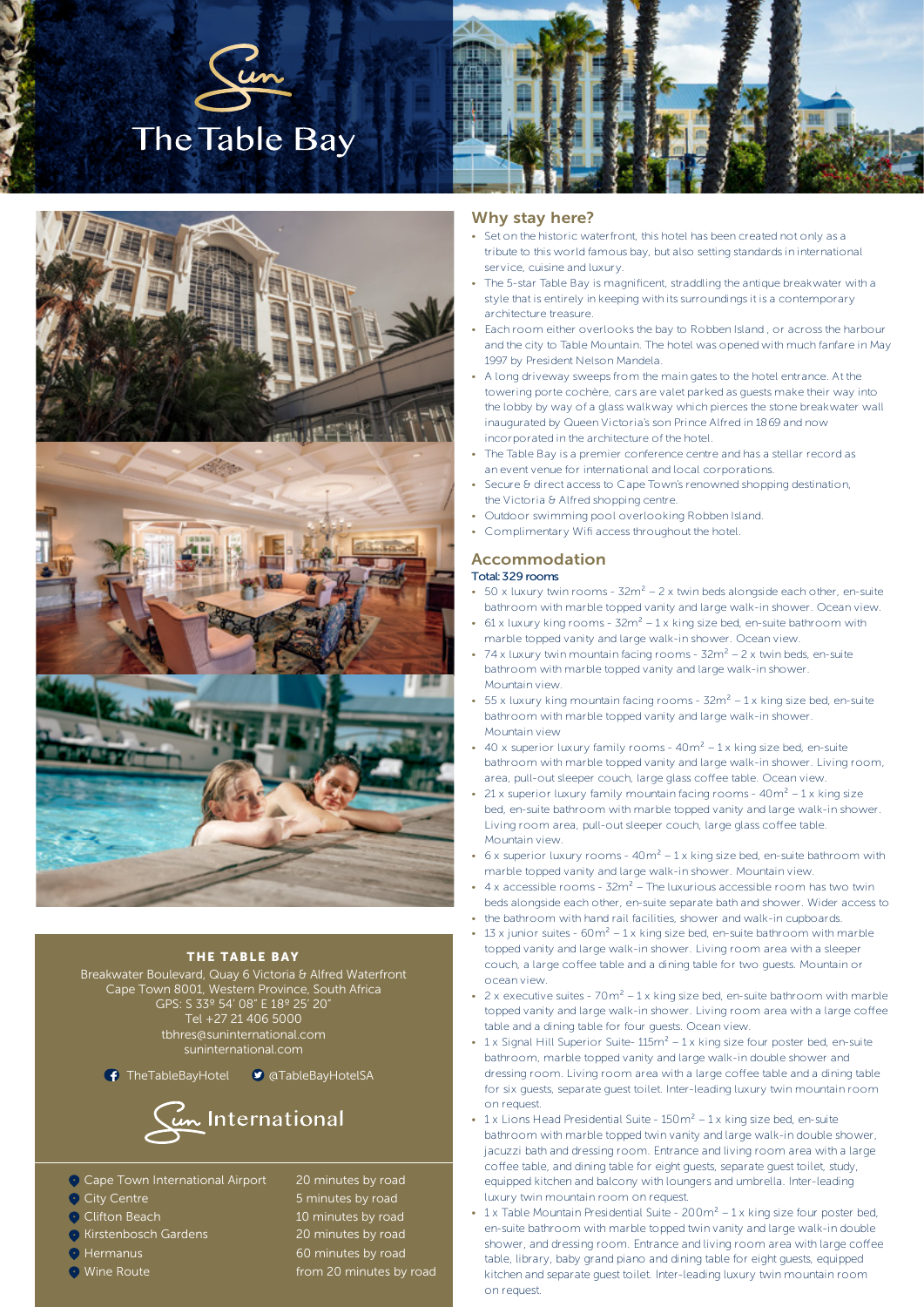# The Table Bay

## Why stay here?

- Set on the historic waterfront, this hotel has been created not only as a tribute to this world famous bay, but also setting standards in international service, cuisine and luxury.
- The 5-star Table Bay is magnificent, straddling the antique breakwater with a style that is entirely in keeping with its surroundings it is a contemporary architecture treasure.
- Each room either overlooks the bay to Robben Island , or across the harbour and the city to Table Mountain. The hotel was opened with much fanfare in May 1997 by President Nelson Mandela.
- A long driveway sweeps from the main gates to the hotel entrance. At the towering porte cochère, cars are valet parked as guests make their way into the lobby by way of a glass walkway which pierces the stone breakwater wall inaugurated by Queen Victoria's son Prince Alfred in 1869 and now incorporated in the architecture of the hotel.
- The Table Bay is a premier conference centre and has a stellar record as an event venue for international and local corporations.
- Secure & direct access to Cape Town's renowned shopping destination, the Victoria & Alfred shopping centre.
- Outdoor swimming pool overlooking Robben Island.
- Complimentary Wifi access throughout the hotel.

## Accommodation

**Total: 329 rooms**

- 50 x luxury twin rooms - 32m² – 2 x twin beds alongside each other, en-suite bathroom with marble topped vanity and large walk-in shower. Ocean view.
- 61 x luxury king rooms - 32m² – 1 x king size bed, en-suite bathroom with marble topped vanity and large walk-in shower. Ocean view.
- 74 x luxury twin mountain facing rooms - 32m² – 2 x twin beds, en-suite bathroom with marble topped vanity and large walk-in shower. Mountain view.
- 55 x luxury king mountain facing rooms - 32m² – 1 x king size bed, en-suite bathroom with marble topped vanity and large walk-in shower. Mountain view
- 40 x superior luxury family rooms - 40m² – 1 x king size bed, en-suite bathroom with marble topped vanity and large walk-in shower. Living room, area, pull-out sleeper couch, large glass coffee table. Ocean view.
- 21 x superior luxury family mountain facing rooms - 40m² – 1 x king size bed, en-suite bathroom with marble topped vanity and large walk-in shower. Living room area, pull-out sleeper couch, large glass coffee table. Mountain view.
- 6 x superior luxury rooms - 40m² – 1 x king size bed, en-suite bathroom with marble topped vanity and large walk-in shower. Mountain view.
- 4 x accessible rooms - 32m² – The luxurious accessible room has two twin beds alongside each other, en-suite separate bath and shower. Wider access to
- the bathroom with hand rail facilities, shower and walk-in cupboards.
- 13 x junior suites - 60m² – 1 x king size bed, en-suite bathroom with marble topped vanity and large walk-in shower. Living room area with a sleeper couch, a large coffee table and a dining table for two guests. Mountain or ocean view.
- 2 x executive suites - 70m² – 1 x king size bed, en-suite bathroom with marble topped vanity and large walk-in shower. Living room area with a large coffee table and a dining table for four guests. Ocean view.
- 1 x Signal Hill Superior Suite- 115m² – 1 x king size four poster bed, en-suite bathroom, marble topped vanity and large walk-in double shower and dressing room. Living room area with a large coffee table and a dining table for six guests, separate guest toilet. Inter-leading luxury twin mountain room on request.
- 1 x Lions Head Presidential Suite - 150m² – 1 x king size bed, en-suite bathroom with marble topped twin vanity and large walk-in double shower, jacuzzi bath and dressing room. Entrance and living room area with a large coffee table, and dining table for eight guests, separate guest toilet, study, equipped kitchen and balcony with loungers and umbrella. Inter-leading luxury twin mountain room on request.
- 1 x Table Mountain Presidential Suite - 200m² – 1 x king size four poster bed, en-suite bathroom with marble topped twin vanity and large walk-in double shower, and dressing room. Entrance and living room area with large coffee table, library, baby grand piano and dining table for eight guests, equipped kitchen and separate guest toilet. Inter-leading luxury twin mountain room on request.

**THE TABLE BAY**

Breakwater Boulevard, Quay 6 Victoria & Alfred Waterfront
Cape Town 8001, Western Province, South Africa
GPS: S 33º 54' 08" E 18º 25' 20"
Tel +27 21 406 5000
tbhres@suninternational.com
suninternational.com

TheTableBayHotel @TableBayHotelSA

Sun International

| Location | Distance |
|---|---|
| Cape Town International Airport | 20 minutes by road |
| City Centre | 5 minutes by road |
| Clifton Beach | 10 minutes by road |
| Kirstenbosch Gardens | 20 minutes by road |
| Hermanus | 60 minutes by road |
| Wine Route | from 20 minutes by road |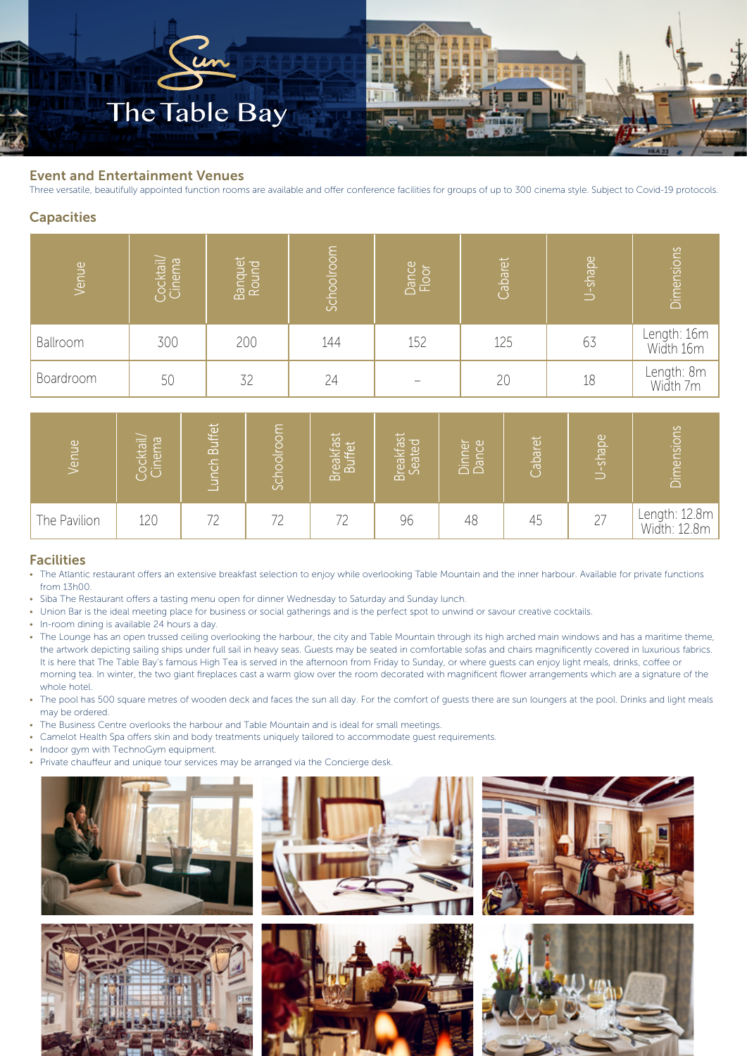# The Table Bay

## Event and Entertainment Venues

Three versatile, beautifully appointed function rooms are available and offer conference facilities for groups of up to 300 cinema style. Subject to Covid-19 protocols.

## Capacities

| Venue | Cocktail/ Cinema | Banquet Round | Schoolroom | Dance Floor | Cabaret | U-shape | Dimensions |
|---|---|---|---|---|---|---|---|
| Ballroom | 300 | 200 | 144 | 152 | 125 | 63 | Length: 16m Width 16m |
| Boardroom | 50 | 32 | 24 | – | 20 | 18 | Length: 8m Width 7m |

| Venue | Cocktail/ Cinema | Lunch Buffet | Schoolroom | Breakfast Buffet | Breakfast Seated | Dinner Dance | Cabaret | U-shape | Dimensions |
|---|---|---|---|---|---|---|---|---|---|
| The Pavilion | 120 | 72 | 72 | 72 | 96 | 48 | 45 | 27 | Length: 12.8m Width: 12.8m |

## Facilities

- The Atlantic restaurant offers an extensive breakfast selection to enjoy while overlooking Table Mountain and the inner harbour. Available for private functions from 13h00.
- Siba The Restaurant offers a tasting menu open for dinner Wednesday to Saturday and Sunday lunch.
- Union Bar is the ideal meeting place for business or social gatherings and is the perfect spot to unwind or savour creative cocktails.
- In-room dining is available 24 hours a day.
- The Lounge has an open trussed ceiling overlooking the harbour, the city and Table Mountain through its high arched main windows and has a maritime theme, the artwork depicting sailing ships under full sail in heavy seas. Guests may be seated in comfortable sofas and chairs magnificently covered in luxurious fabrics. It is here that The Table Bay's famous High Tea is served in the afternoon from Friday to Sunday, or where guests can enjoy light meals, drinks, coffee or morning tea. In winter, the two giant fireplaces cast a warm glow over the room decorated with magnificent flower arrangements which are a signature of the whole hotel.
- The pool has 500 square metres of wooden deck and faces the sun all day. For the comfort of guests there are sun loungers at the pool. Drinks and light meals may be ordered.
- The Business Centre overlooks the harbour and Table Mountain and is ideal for small meetings.
- Camelot Health Spa offers skin and body treatments uniquely tailored to accommodate guest requirements.
- Indoor gym with TechnoGym equipment.
- Private chauffeur and unique tour services may be arranged via the Concierge desk.